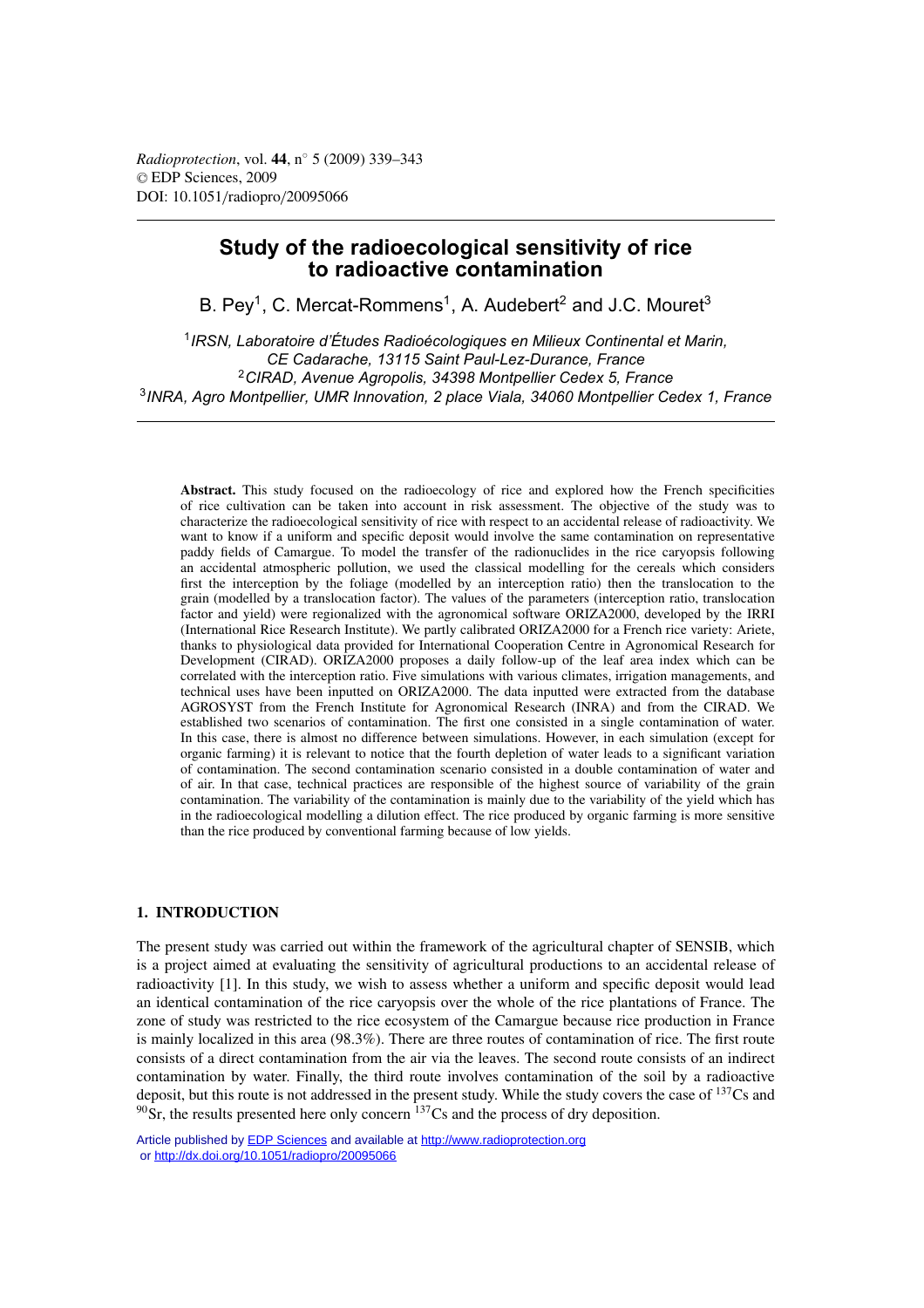# Study of the radioecological sensitivity of rice to radioactive contamination

B. Pey[1], C. Mercat-Rommens[1], A. Audebert[2] and J.C. Mouret[3]

[1]*IRSN, Laboratoire d'Études Radioécologiques en Milieux Continental et Marin, CE Cadarache, 13115 Saint Paul-Lez-Durance, France*
[2]*CIRAD, Avenue Agropolis, 34398 Montpellier Cedex 5, France*
[3]*INRA, Agro Montpellier, UMR Innovation, 2 place Viala, 34060 Montpellier Cedex 1, France*

**Abstract.** This study focused on the radioecology of rice and explored how the French specificities of rice cultivation can be taken into account in risk assessment. The objective of the study was to characterize the radioecological sensitivity of rice with respect to an accidental release of radioactivity. We want to know if a uniform and specific deposit would involve the same contamination on representative paddy fields of Camargue. To model the transfer of the radionuclides in the rice caryopsis following an accidental atmospheric pollution, we used the classical modelling for the cereals which considers first the interception by the foliage (modelled by an interception ratio) then the translocation to the grain (modelled by a translocation factor). The values of the parameters (interception ratio, translocation factor and yield) were regionalized with the agronomical software ORIZA2000, developed by the IRRI (International Rice Research Institute). We partly calibrated ORIZA2000 for a French rice variety: Ariete, thanks to physiological data provided for International Cooperation Centre in Agronomical Research for Development (CIRAD). ORIZA2000 proposes a daily follow-up of the leaf area index which can be correlated with the interception ratio. Five simulations with various climates, irrigation managements, and technical uses have been inputted on ORIZA2000. The data inputted were extracted from the database AGROSYST from the French Institute for Agronomical Research (INRA) and from the CIRAD. We established two scenarios of contamination. The first one consisted in a single contamination of water. In this case, there is almost no difference between simulations. However, in each simulation (except for organic farming) it is relevant to notice that the fourth depletion of water leads to a significant variation of contamination. The second contamination scenario consisted in a double contamination of water and of air. In that case, technical practices are responsible of the highest source of variability of the grain contamination. The variability of the contamination is mainly due to the variability of the yield which has in the radioecological modelling a dilution effect. The rice produced by organic farming is more sensitive than the rice produced by conventional farming because of low yields.

## 1. INTRODUCTION

The present study was carried out within the framework of the agricultural chapter of SENSIB, which is a project aimed at evaluating the sensitivity of agricultural productions to an accidental release of radioactivity [1]. In this study, we wish to assess whether a uniform and specific deposit would lead an identical contamination of the rice caryopsis over the whole of the rice plantations of France. The zone of study was restricted to the rice ecosystem of the Camargue because rice production in France is mainly localized in this area (98.3%). There are three routes of contamination of rice. The first route consists of a direct contamination from the air via the leaves. The second route consists of an indirect contamination by water. Finally, the third route involves contamination of the soil by a radioactive deposit, but this route is not addressed in the present study. While the study covers the case of $^{137}$Cs and $^{90}$Sr, the results presented here only concern $^{137}$Cs and the process of dry deposition.

Article published by EDP Sciences and available at http://www.radioprotection.org or http://dx.doi.org/10.1051/radiopro/20095066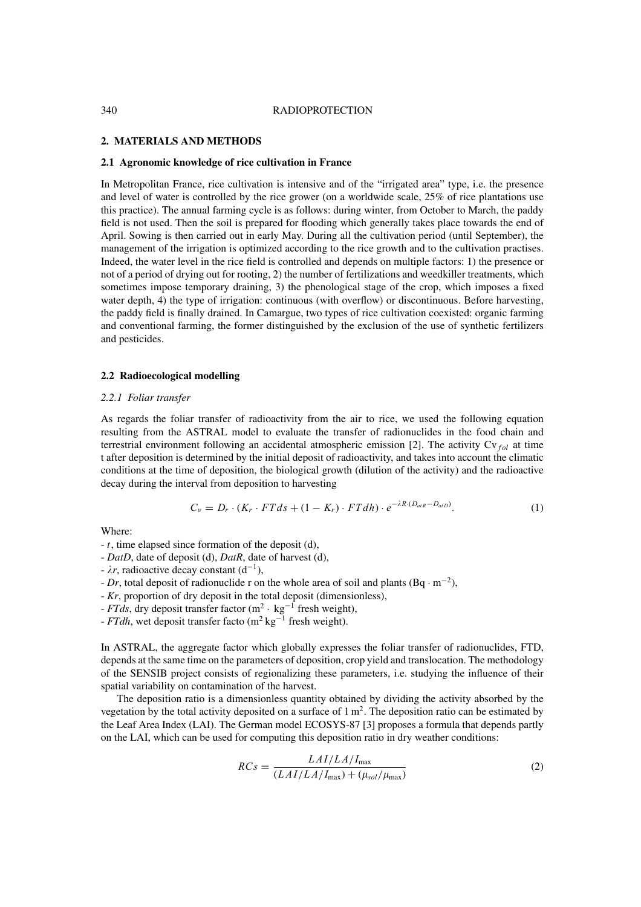## 2. MATERIALS AND METHODS

### 2.1 Agronomic knowledge of rice cultivation in France

In Metropolitan France, rice cultivation is intensive and of the "irrigated area" type, i.e. the presence and level of water is controlled by the rice grower (on a worldwide scale, 25% of rice plantations use this practice). The annual farming cycle is as follows: during winter, from October to March, the paddy field is not used. Then the soil is prepared for flooding which generally takes place towards the end of April. Sowing is then carried out in early May. During all the cultivation period (until September), the management of the irrigation is optimized according to the rice growth and to the cultivation practises. Indeed, the water level in the rice field is controlled and depends on multiple factors: 1) the presence or not of a period of drying out for rooting, 2) the number of fertilizations and weedkiller treatments, which sometimes impose temporary draining, 3) the phenological stage of the crop, which imposes a fixed water depth, 4) the type of irrigation: continuous (with overflow) or discontinuous. Before harvesting, the paddy field is finally drained. In Camargue, two types of rice cultivation coexisted: organic farming and conventional farming, the former distinguished by the exclusion of the use of synthetic fertilizers and pesticides.

### 2.2 Radioecological modelling

#### *2.2.1 Foliar transfer*

As regards the foliar transfer of radioactivity from the air to rice, we used the following equation resulting from the ASTRAL model to evaluate the transfer of radionuclides in the food chain and terrestrial environment following an accidental atmospheric emission [2]. The activity $Cv_{fol}$ at time t after deposition is determined by the initial deposit of radioactivity, and takes into account the climatic conditions at the time of deposition, the biological growth (dilution of the activity) and the radioactive decay during the interval from deposition to harvesting

$$C_v = D_r \cdot (K_r \cdot FTds + (1 - K_r) \cdot FTdh) \cdot e^{-\lambda R \cdot (D_{atR} - D_{atD})}. \quad (1)$$

Where:

- $t$, time elapsed since formation of the deposit (d),
- $DatD$, date of deposit (d), $DatR$, date of harvest (d),
- $\lambda r$, radioactive decay constant ($d^{-1}$),
- $Dr$, total deposit of radionuclide r on the whole area of soil and plants ($Bq \cdot m^{-2}$),
- $Kr$, proportion of dry deposit in the total deposit (dimensionless),
- $FTds$, dry deposit transfer factor ($m^2 \cdot kg^{-1}$ fresh weight),
- $FTdh$, wet deposit transfer facto ($m^2\,kg^{-1}$ fresh weight).

In ASTRAL, the aggregate factor which globally expresses the foliar transfer of radionuclides, FTD, depends at the same time on the parameters of deposition, crop yield and translocation. The methodology of the SENSIB project consists of regionalizing these parameters, i.e. studying the influence of their spatial variability on contamination of the harvest.

The deposition ratio is a dimensionless quantity obtained by dividing the activity absorbed by the vegetation by the total activity deposited on a surface of 1 m$^2$. The deposition ratio can be estimated by the Leaf Area Index (LAI). The German model ECOSYS-87 [3] proposes a formula that depends partly on the LAI, which can be used for computing this deposition ratio in dry weather conditions:

$$RCs = \frac{LAI/LAI_{\max}}{(LAI/LAI_{\max}) + (\mu_{sol}/\mu_{\max})} \quad (2)$$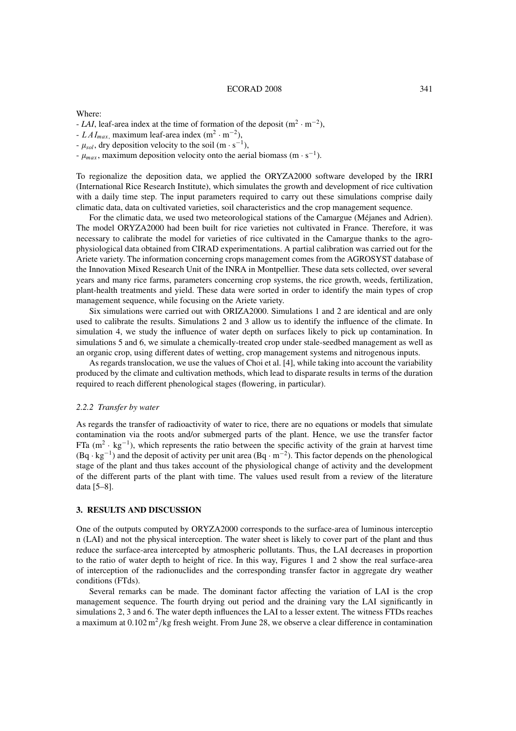Where:

- $LAI$, leaf-area index at the time of formation of the deposit ($m^2 \cdot m^{-2}$),
- $LAI_{max,}$ maximum leaf-area index ($m^2 \cdot m^{-2}$),
- $\mu_{sol}$, dry deposition velocity to the soil ($m \cdot s^{-1}$),
- $\mu_{max}$, maximum deposition velocity onto the aerial biomass ($m \cdot s^{-1}$).

To regionalize the deposition data, we applied the ORYZA2000 software developed by the IRRI (International Rice Research Institute), which simulates the growth and development of rice cultivation with a daily time step. The input parameters required to carry out these simulations comprise daily climatic data, data on cultivated varieties, soil characteristics and the crop management sequence.

For the climatic data, we used two meteorological stations of the Camargue (Méjanes and Adrien). The model ORYZA2000 had been built for rice varieties not cultivated in France. Therefore, it was necessary to calibrate the model for varieties of rice cultivated in the Camargue thanks to the agro-physiological data obtained from CIRAD experimentations. A partial calibration was carried out for the Ariete variety. The information concerning crops management comes from the AGROSYST database of the Innovation Mixed Research Unit of the INRA in Montpellier. These data sets collected, over several years and many rice farms, parameters concerning crop systems, the rice growth, weeds, fertilization, plant-health treatments and yield. These data were sorted in order to identify the main types of crop management sequence, while focusing on the Ariete variety.

Six simulations were carried out with ORIZA2000. Simulations 1 and 2 are identical and are only used to calibrate the results. Simulations 2 and 3 allow us to identify the influence of the climate. In simulation 4, we study the influence of water depth on surfaces likely to pick up contamination. In simulations 5 and 6, we simulate a chemically-treated crop under stale-seedbed management as well as an organic crop, using different dates of wetting, crop management systems and nitrogenous inputs.

As regards translocation, we use the values of Choi et al. [4], while taking into account the variability produced by the climate and cultivation methods, which lead to disparate results in terms of the duration required to reach different phenological stages (flowering, in particular).

### 2.2.2 *Transfer by water*

As regards the transfer of radioactivity of water to rice, there are no equations or models that simulate contamination via the roots and/or submerged parts of the plant. Hence, we use the transfer factor FTa ($m^2 \cdot kg^{-1}$), which represents the ratio between the specific activity of the grain at harvest time ($Bq \cdot kg^{-1}$) and the deposit of activity per unit area ($Bq \cdot m^{-2}$). This factor depends on the phenological stage of the plant and thus takes account of the physiological change of activity and the development of the different parts of the plant with time. The values used result from a review of the literature data [5–8].

## 3. RESULTS AND DISCUSSION

One of the outputs computed by ORYZA2000 corresponds to the surface-area of luminous interceptio n (LAI) and not the physical interception. The water sheet is likely to cover part of the plant and thus reduce the surface-area intercepted by atmospheric pollutants. Thus, the LAI decreases in proportion to the ratio of water depth to height of rice. In this way, Figures 1 and 2 show the real surface-area of interception of the radionuclides and the corresponding transfer factor in aggregate dry weather conditions (FTds).

Several remarks can be made. The dominant factor affecting the variation of LAI is the crop management sequence. The fourth drying out period and the draining vary the LAI significantly in simulations 2, 3 and 6. The water depth influences the LAI to a lesser extent. The witness FTDs reaches a maximum at $0.102\,m^2/kg$ fresh weight. From June 28, we observe a clear difference in contamination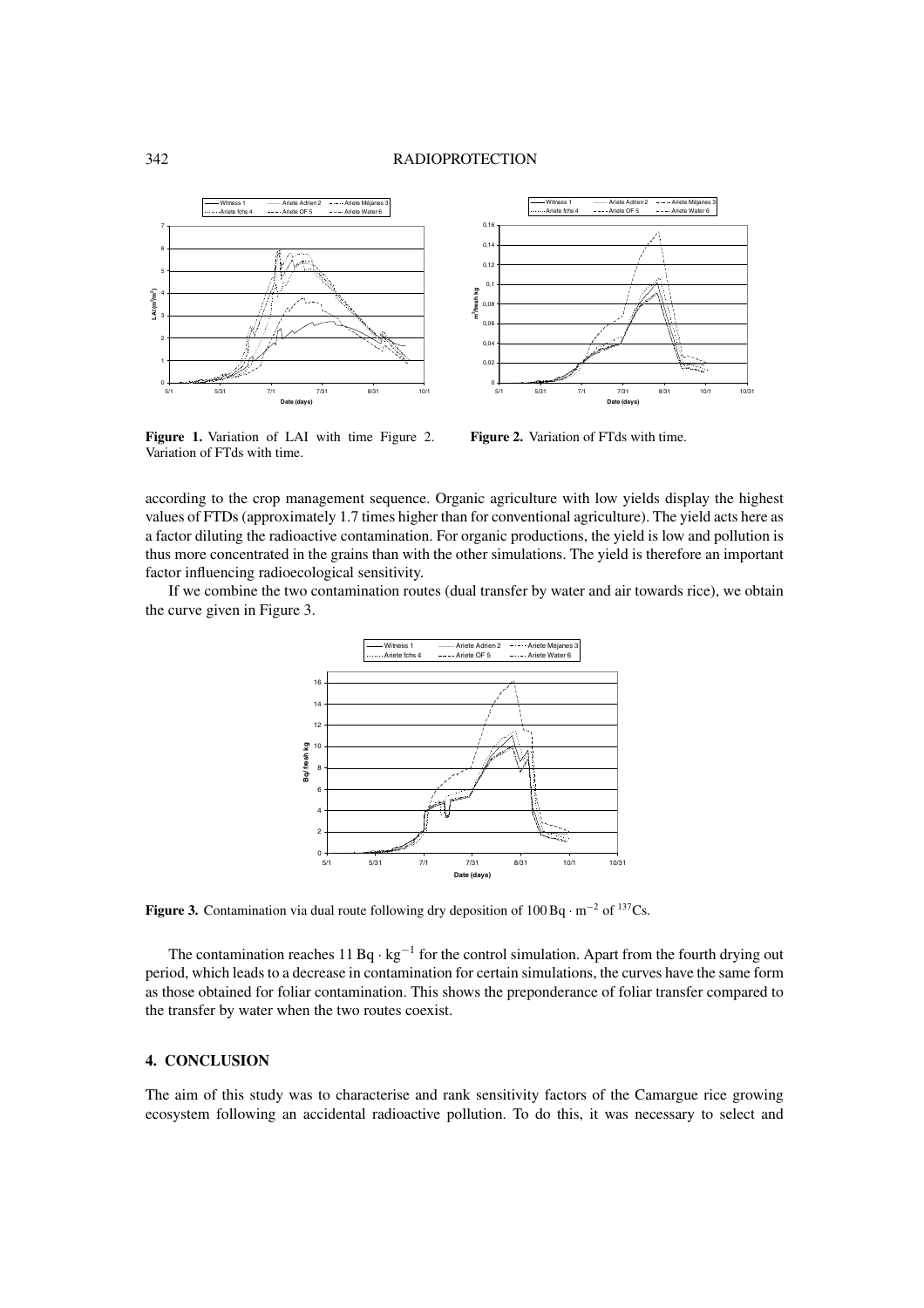**Figure 1.** Variation of LAI with time Figure 2. Variation of FTds with time.

**Figure 2.** Variation of FTds with time.

according to the crop management sequence. Organic agriculture with low yields display the highest values of FTDs (approximately 1.7 times higher than for conventional agriculture). The yield acts here as a factor diluting the radioactive contamination. For organic productions, the yield is low and pollution is thus more concentrated in the grains than with the other simulations. The yield is therefore an important factor influencing radioecological sensitivity.

If we combine the two contamination routes (dual transfer by water and air towards rice), we obtain the curve given in Figure 3.

**Figure 3.** Contamination via dual route following dry deposition of $100\,\mathrm{Bq \cdot m^{-2}}$ of $^{137}\mathrm{Cs}$.

The contamination reaches $11\,\mathrm{Bq \cdot kg^{-1}}$ for the control simulation. Apart from the fourth drying out period, which leads to a decrease in contamination for certain simulations, the curves have the same form as those obtained for foliar contamination. This shows the preponderance of foliar transfer compared to the transfer by water when the two routes coexist.

## 4. CONCLUSION

The aim of this study was to characterise and rank sensitivity factors of the Camargue rice growing ecosystem following an accidental radioactive pollution. To do this, it was necessary to select and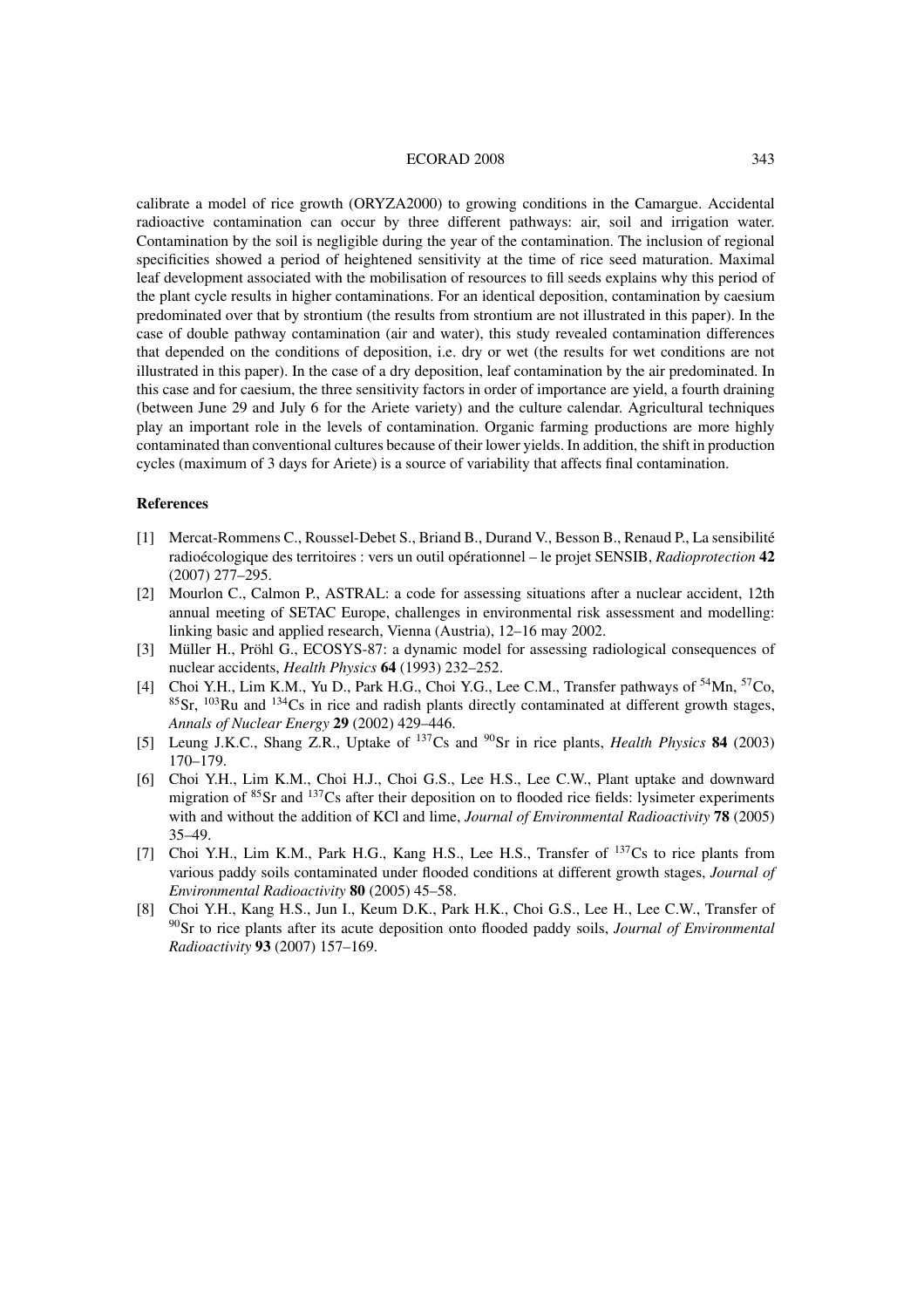calibrate a model of rice growth (ORYZA2000) to growing conditions in the Camargue. Accidental radioactive contamination can occur by three different pathways: air, soil and irrigation water. Contamination by the soil is negligible during the year of the contamination. The inclusion of regional specificities showed a period of heightened sensitivity at the time of rice seed maturation. Maximal leaf development associated with the mobilisation of resources to fill seeds explains why this period of the plant cycle results in higher contaminations. For an identical deposition, contamination by caesium predominated over that by strontium (the results from strontium are not illustrated in this paper). In the case of double pathway contamination (air and water), this study revealed contamination differences that depended on the conditions of deposition, i.e. dry or wet (the results for wet conditions are not illustrated in this paper). In the case of a dry deposition, leaf contamination by the air predominated. In this case and for caesium, the three sensitivity factors in order of importance are yield, a fourth draining (between June 29 and July 6 for the Ariete variety) and the culture calendar. Agricultural techniques play an important role in the levels of contamination. Organic farming productions are more highly contaminated than conventional cultures because of their lower yields. In addition, the shift in production cycles (maximum of 3 days for Ariete) is a source of variability that affects final contamination.

## References

[1] Mercat-Rommens C., Roussel-Debet S., Briand B., Durand V., Besson B., Renaud P., La sensibilité radioécologique des territoires : vers un outil opérationnel – le projet SENSIB, *Radioprotection* **42** (2007) 277–295.

[2] Mourlon C., Calmon P., ASTRAL: a code for assessing situations after a nuclear accident, 12th annual meeting of SETAC Europe, challenges in environmental risk assessment and modelling: linking basic and applied research, Vienna (Austria), 12–16 may 2002.

[3] Müller H., Pröhl G., ECOSYS-87: a dynamic model for assessing radiological consequences of nuclear accidents, *Health Physics* **64** (1993) 232–252.

[4] Choi Y.H., Lim K.M., Yu D., Park H.G., Choi Y.G., Lee C.M., Transfer pathways of $^{54}$Mn, $^{57}$Co, $^{85}$Sr, $^{103}$Ru and $^{134}$Cs in rice and radish plants directly contaminated at different growth stages, *Annals of Nuclear Energy* **29** (2002) 429–446.

[5] Leung J.K.C., Shang Z.R., Uptake of $^{137}$Cs and $^{90}$Sr in rice plants, *Health Physics* **84** (2003) 170–179.

[6] Choi Y.H., Lim K.M., Choi H.J., Choi G.S., Lee H.S., Lee C.W., Plant uptake and downward migration of $^{85}$Sr and $^{137}$Cs after their deposition on to flooded rice fields: lysimeter experiments with and without the addition of KCl and lime, *Journal of Environmental Radioactivity* **78** (2005) 35–49.

[7] Choi Y.H., Lim K.M., Park H.G., Kang H.S., Lee H.S., Transfer of $^{137}$Cs to rice plants from various paddy soils contaminated under flooded conditions at different growth stages, *Journal of Environmental Radioactivity* **80** (2005) 45–58.

[8] Choi Y.H., Kang H.S., Jun I., Keum D.K., Park H.K., Choi G.S., Lee H., Lee C.W., Transfer of $^{90}$Sr to rice plants after its acute deposition onto flooded paddy soils, *Journal of Environmental Radioactivity* **93** (2007) 157–169.